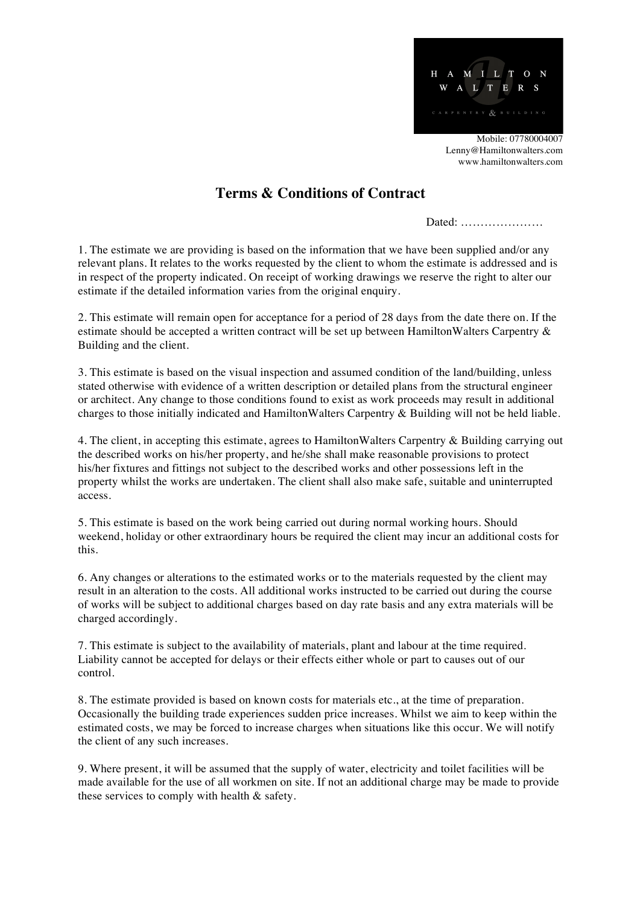HAMILTON WALTERS

CARPENTRY & BUILDING

Mobile: 07780004007
Lenny@Hamiltonwalters.com
www.hamiltonwalters.com

# Terms & Conditions of Contract

Dated: …………………

1. The estimate we are providing is based on the information that we have been supplied and/or any relevant plans. It relates to the works requested by the client to whom the estimate is addressed and is in respect of the property indicated. On receipt of working drawings we reserve the right to alter our estimate if the detailed information varies from the original enquiry.

2. This estimate will remain open for acceptance for a period of 28 days from the date there on. If the estimate should be accepted a written contract will be set up between HamiltonWalters Carpentry & Building and the client.

3. This estimate is based on the visual inspection and assumed condition of the land/building, unless stated otherwise with evidence of a written description or detailed plans from the structural engineer or architect. Any change to those conditions found to exist as work proceeds may result in additional charges to those initially indicated and HamiltonWalters Carpentry & Building will not be held liable.

4. The client, in accepting this estimate, agrees to HamiltonWalters Carpentry & Building carrying out the described works on his/her property, and he/she shall make reasonable provisions to protect his/her fixtures and fittings not subject to the described works and other possessions left in the property whilst the works are undertaken. The client shall also make safe, suitable and uninterrupted access.

5. This estimate is based on the work being carried out during normal working hours. Should weekend, holiday or other extraordinary hours be required the client may incur an additional costs for this.

6. Any changes or alterations to the estimated works or to the materials requested by the client may result in an alteration to the costs. All additional works instructed to be carried out during the course of works will be subject to additional charges based on day rate basis and any extra materials will be charged accordingly.

7. This estimate is subject to the availability of materials, plant and labour at the time required. Liability cannot be accepted for delays or their effects either whole or part to causes out of our control.

8. The estimate provided is based on known costs for materials etc., at the time of preparation. Occasionally the building trade experiences sudden price increases. Whilst we aim to keep within the estimated costs, we may be forced to increase charges when situations like this occur. We will notify the client of any such increases.

9. Where present, it will be assumed that the supply of water, electricity and toilet facilities will be made available for the use of all workmen on site. If not an additional charge may be made to provide these services to comply with health & safety.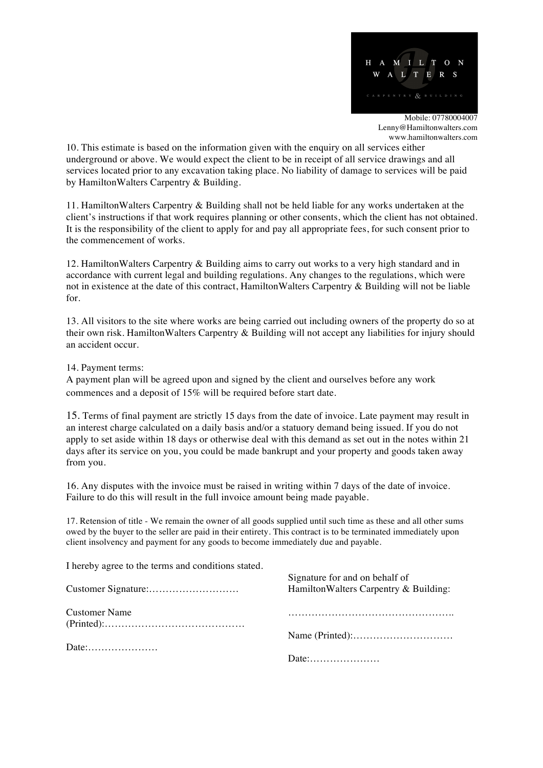Mobile: 07780004007
Lenny@Hamiltonwalters.com
www.hamiltonwalters.com

10. This estimate is based on the information given with the enquiry on all services either underground or above. We would expect the client to be in receipt of all service drawings and all services located prior to any excavation taking place. No liability of damage to services will be paid by HamiltonWalters Carpentry & Building.

11. HamiltonWalters Carpentry & Building shall not be held liable for any works undertaken at the client's instructions if that work requires planning or other consents, which the client has not obtained. It is the responsibility of the client to apply for and pay all appropriate fees, for such consent prior to the commencement of works.

12. HamiltonWalters Carpentry & Building aims to carry out works to a very high standard and in accordance with current legal and building regulations. Any changes to the regulations, which were not in existence at the date of this contract, HamiltonWalters Carpentry & Building will not be liable for.

13. All visitors to the site where works are being carried out including owners of the property do so at their own risk. HamiltonWalters Carpentry & Building will not accept any liabilities for injury should an accident occur.

14. Payment terms:
A payment plan will be agreed upon and signed by the client and ourselves before any work commences and a deposit of 15% will be required before start date.

15. Terms of final payment are strictly 15 days from the date of invoice. Late payment may result in an interest charge calculated on a daily basis and/or a statuory demand being issued. If you do not apply to set aside within 18 days or otherwise deal with this demand as set out in the notes within 21 days after its service on you, you could be made bankrupt and your property and goods taken away from you.

16. Any disputes with the invoice must be raised in writing within 7 days of the date of invoice. Failure to do this will result in the full invoice amount being made payable.

17. Retension of title - We remain the owner of all goods supplied until such time as these and all other sums owed by the buyer to the seller are paid in their entirety. This contract is to be terminated immediately upon client insolvency and payment for any goods to become immediately due and payable.

I hereby agree to the terms and conditions stated.

Customer Signature:………………………

Customer Name (Printed):……………………………………

Date:…………………

Signature for and on behalf of HamiltonWalters Carpentry & Building:

…………………………………………..

Name (Printed):…………………………

Date:…………………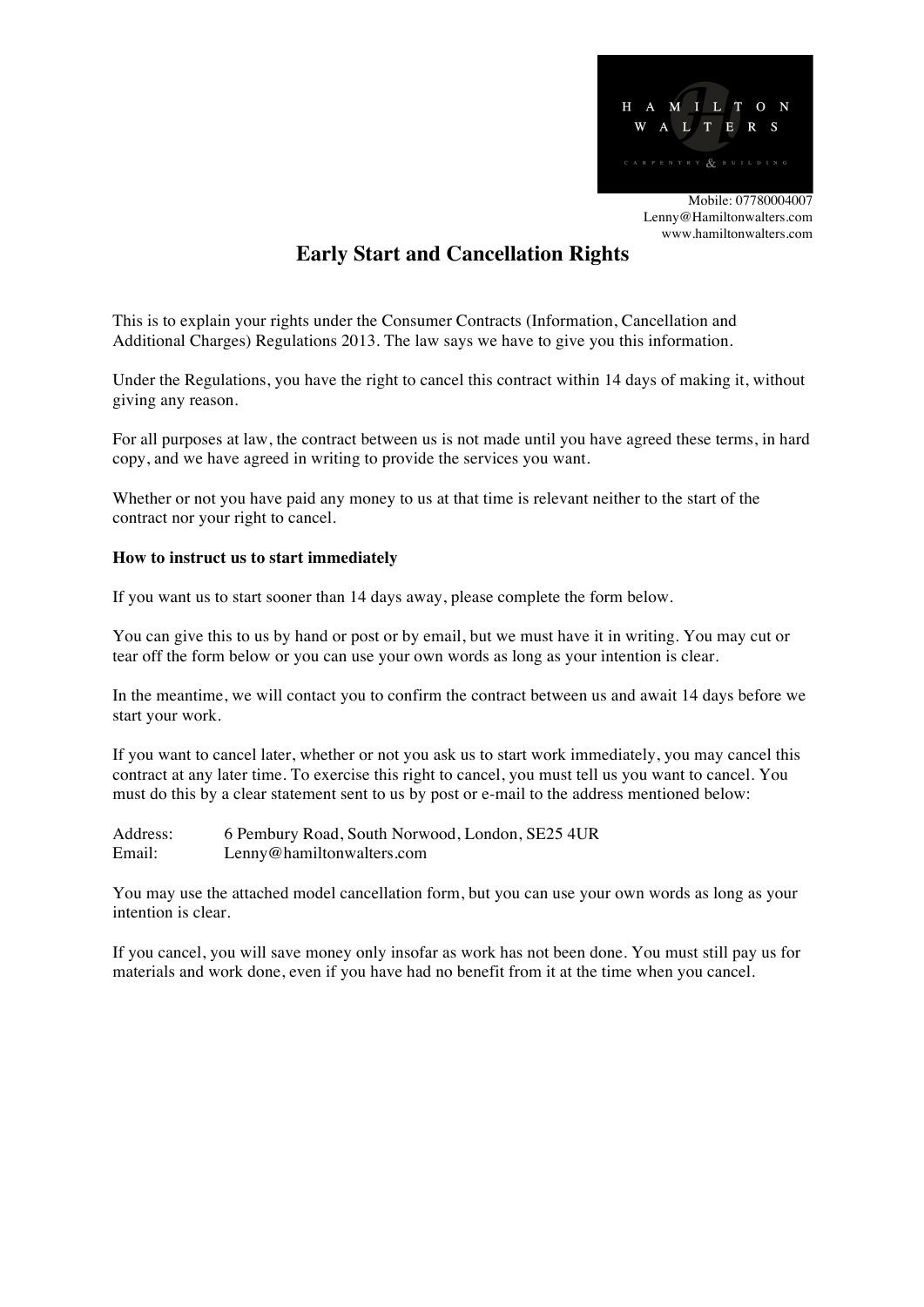Mobile: 07780004007
Lenny@Hamiltonwalters.com
www.hamiltonwalters.com

# Early Start and Cancellation Rights

This is to explain your rights under the Consumer Contracts (Information, Cancellation and Additional Charges) Regulations 2013. The law says we have to give you this information.

Under the Regulations, you have the right to cancel this contract within 14 days of making it, without giving any reason.

For all purposes at law, the contract between us is not made until you have agreed these terms, in hard copy, and we have agreed in writing to provide the services you want.

Whether or not you have paid any money to us at that time is relevant neither to the start of the contract nor your right to cancel.

**How to instruct us to start immediately**

If you want us to start sooner than 14 days away, please complete the form below.

You can give this to us by hand or post or by email, but we must have it in writing. You may cut or tear off the form below or you can use your own words as long as your intention is clear.

In the meantime, we will contact you to confirm the contract between us and await 14 days before we start your work.

If you want to cancel later, whether or not you ask us to start work immediately, you may cancel this contract at any later time. To exercise this right to cancel, you must tell us you want to cancel. You must do this by a clear statement sent to us by post or e-mail to the address mentioned below:

Address: 6 Pembury Road, South Norwood, London, SE25 4UR
Email: Lenny@hamiltonwalters.com

You may use the attached model cancellation form, but you can use your own words as long as your intention is clear.

If you cancel, you will save money only insofar as work has not been done. You must still pay us for materials and work done, even if you have had no benefit from it at the time when you cancel.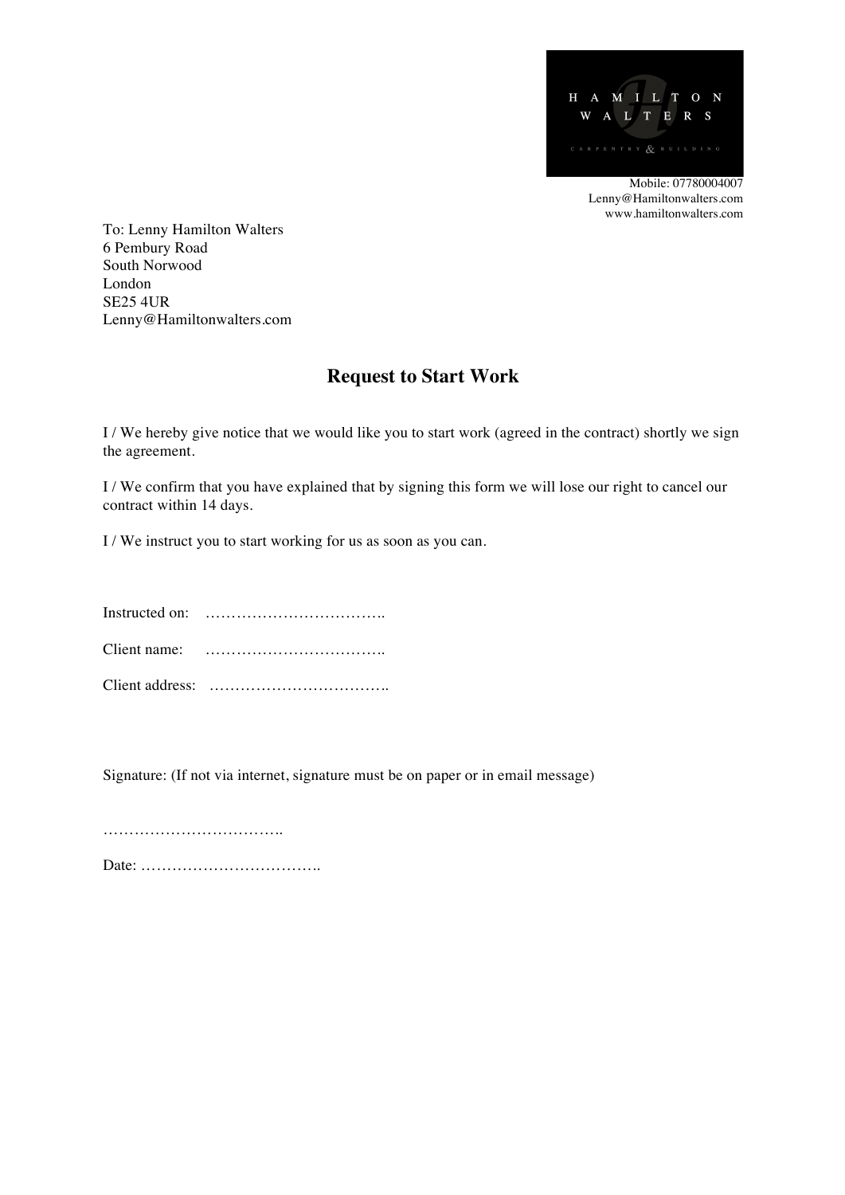HAMILTON WALTERS

CARPENTRY & BUILDING

Mobile: 07780004007
Lenny@Hamiltonwalters.com
www.hamiltonwalters.com

To: Lenny Hamilton Walters
6 Pembury Road
South Norwood
London
SE25 4UR
Lenny@Hamiltonwalters.com

## Request to Start Work

I / We hereby give notice that we would like you to start work (agreed in the contract) shortly we sign the agreement.

I / We confirm that you have explained that by signing this form we will lose our right to cancel our contract within 14 days.

I / We instruct you to start working for us as soon as you can.

Instructed on: …………………………….

Client name: …………………………….

Client address: …………………………….

Signature: (If not via internet, signature must be on paper or in email message)

…………………………….

Date: …………………………….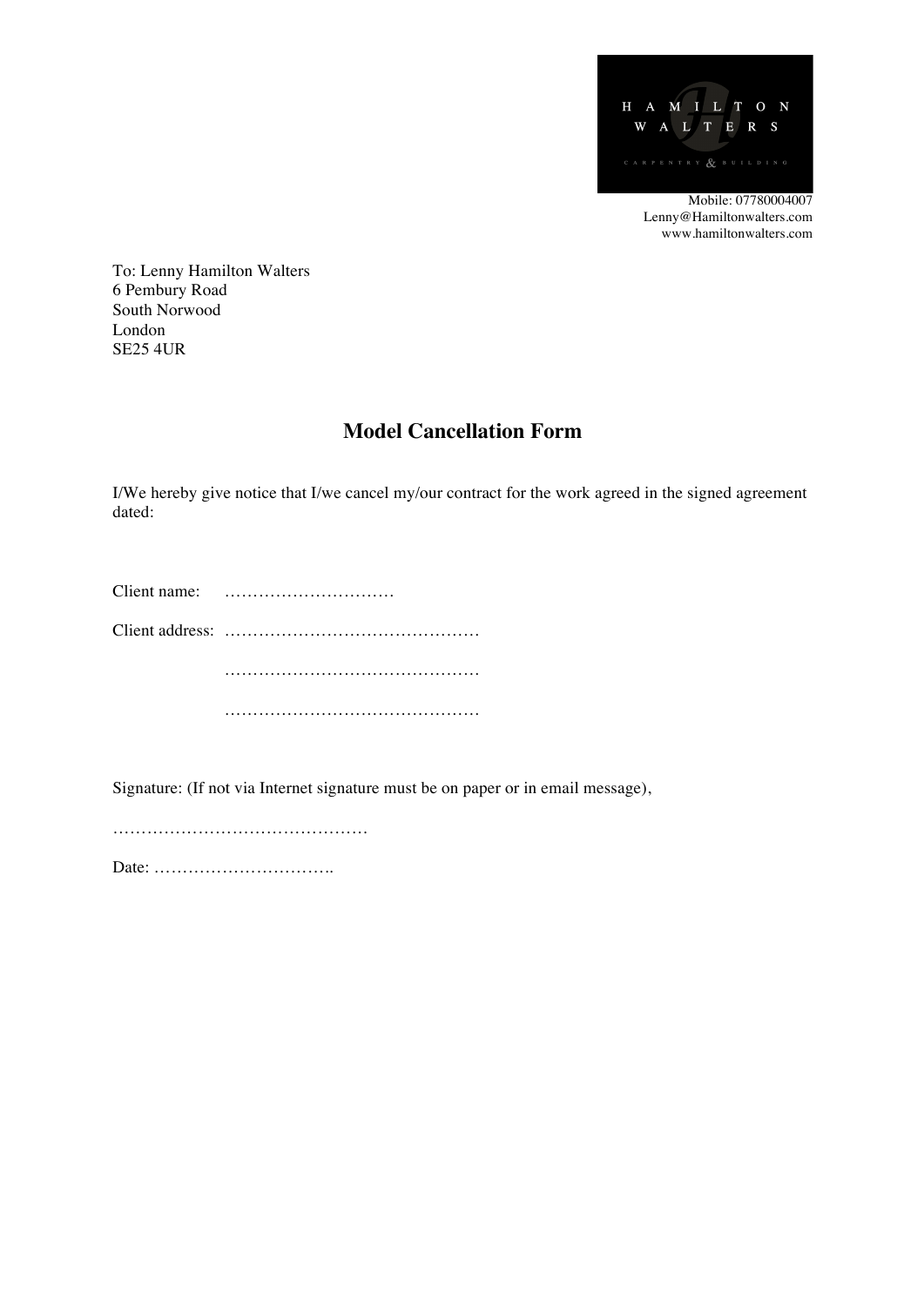HAMILTON WALTERS

CARPENTRY & BUILDING

Mobile: 07780004007
Lenny@Hamiltonwalters.com
www.hamiltonwalters.com

To: Lenny Hamilton Walters
6 Pembury Road
South Norwood
London
SE25 4UR

## Model Cancellation Form

I/We hereby give notice that I/we cancel my/our contract for the work agreed in the signed agreement dated:

Client name: …………………………

Client address: ………………………………………

………………………………………

………………………………………

Signature: (If not via Internet signature must be on paper or in email message),

………………………………………

Date: …………………………..